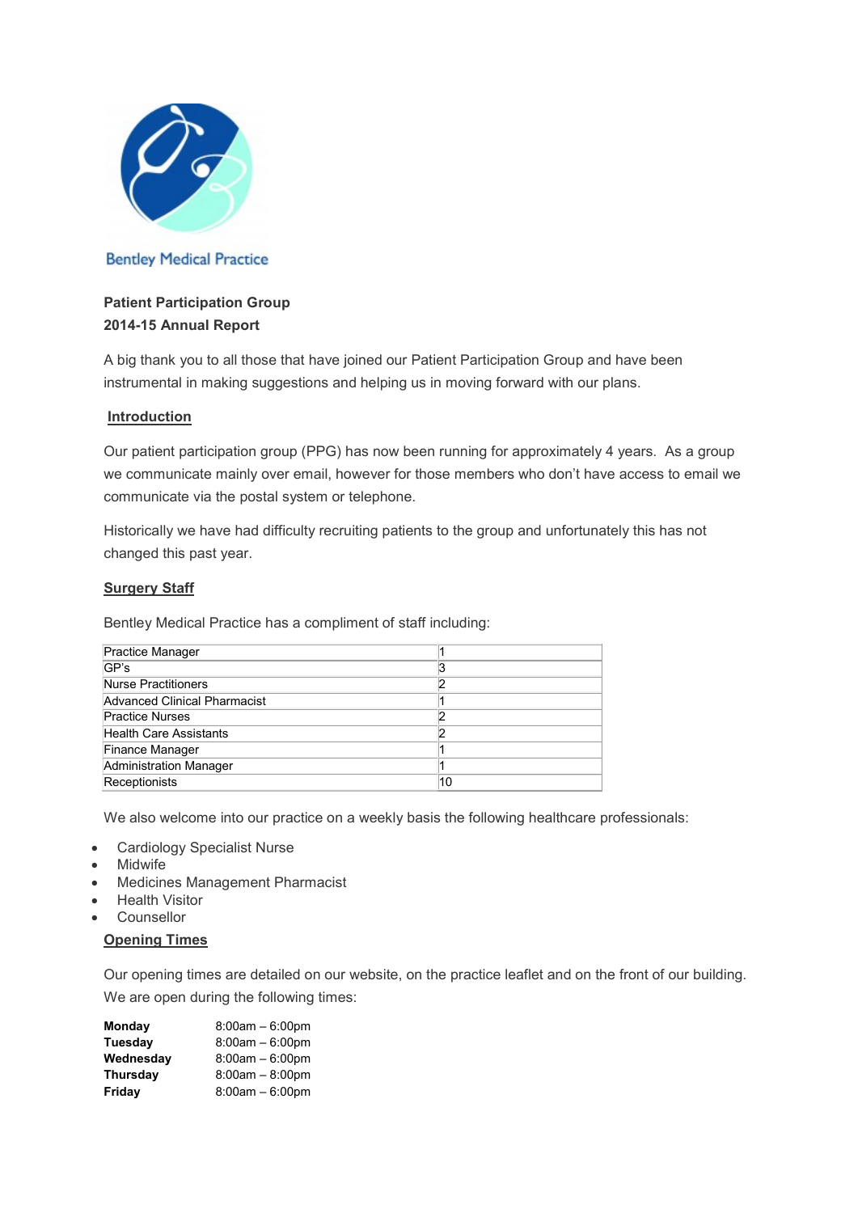Bentley Medical Practice

**Patient Participation Group**
**2014-15 Annual Report**

A big thank you to all those that have joined our Patient Participation Group and have been instrumental in making suggestions and helping us in moving forward with our plans.

## Introduction

Our patient participation group (PPG) has now been running for approximately 4 years. As a group we communicate mainly over email, however for those members who don't have access to email we communicate via the postal system or telephone.

Historically we have had difficulty recruiting patients to the group and unfortunately this has not changed this past year.

## Surgery Staff

Bentley Medical Practice has a compliment of staff including:

| Role | Number |
|---|---|
| Practice Manager | 1 |
| GP's | 3 |
| Nurse Practitioners | 2 |
| Advanced Clinical Pharmacist | 1 |
| Practice Nurses | 2 |
| Health Care Assistants | 2 |
| Finance Manager | 1 |
| Administration Manager | 1 |
| Receptionists | 10 |

We also welcome into our practice on a weekly basis the following healthcare professionals:

- Cardiology Specialist Nurse
- Midwife
- Medicines Management Pharmacist
- Health Visitor
- Counsellor

## Opening Times

Our opening times are detailed on our website, on the practice leaflet and on the front of our building. We are open during the following times:

| Day | Hours |
|---|---|
| **Monday** | 8:00am – 6:00pm |
| **Tuesday** | 8:00am – 6:00pm |
| **Wednesday** | 8:00am – 6:00pm |
| **Thursday** | 8:00am – 8:00pm |
| **Friday** | 8:00am – 6:00pm |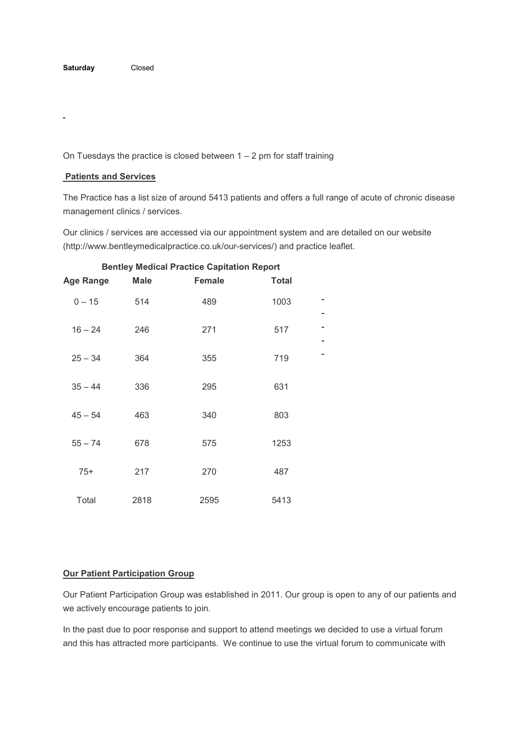**Saturday** Closed

On Tuesdays the practice is closed between 1 – 2 pm for staff training

**Patients and Services**

The Practice has a list size of around 5413 patients and offers a full range of acute of chronic disease management clinics / services.

Our clinics / services are accessed via our appointment system and are detailed on our website (http://www.bentleymedicalpractice.co.uk/our-services/) and practice leaflet.

**Bentley Medical Practice Capitation Report**

| Age Range | Male | Female | Total |
|---|---|---|---|
| 0 – 15 | 514 | 489 | 1003 |
| 16 – 24 | 246 | 271 | 517 |
| 25 – 34 | 364 | 355 | 719 |
| 35 – 44 | 336 | 295 | 631 |
| 45 – 54 | 463 | 340 | 803 |
| 55 – 74 | 678 | 575 | 1253 |
| 75+ | 217 | 270 | 487 |
| Total | 2818 | 2595 | 5413 |

**Our Patient Participation Group**

Our Patient Participation Group was established in 2011. Our group is open to any of our patients and we actively encourage patients to join.

In the past due to poor response and support to attend meetings we decided to use a virtual forum and this has attracted more participants. We continue to use the virtual forum to communicate with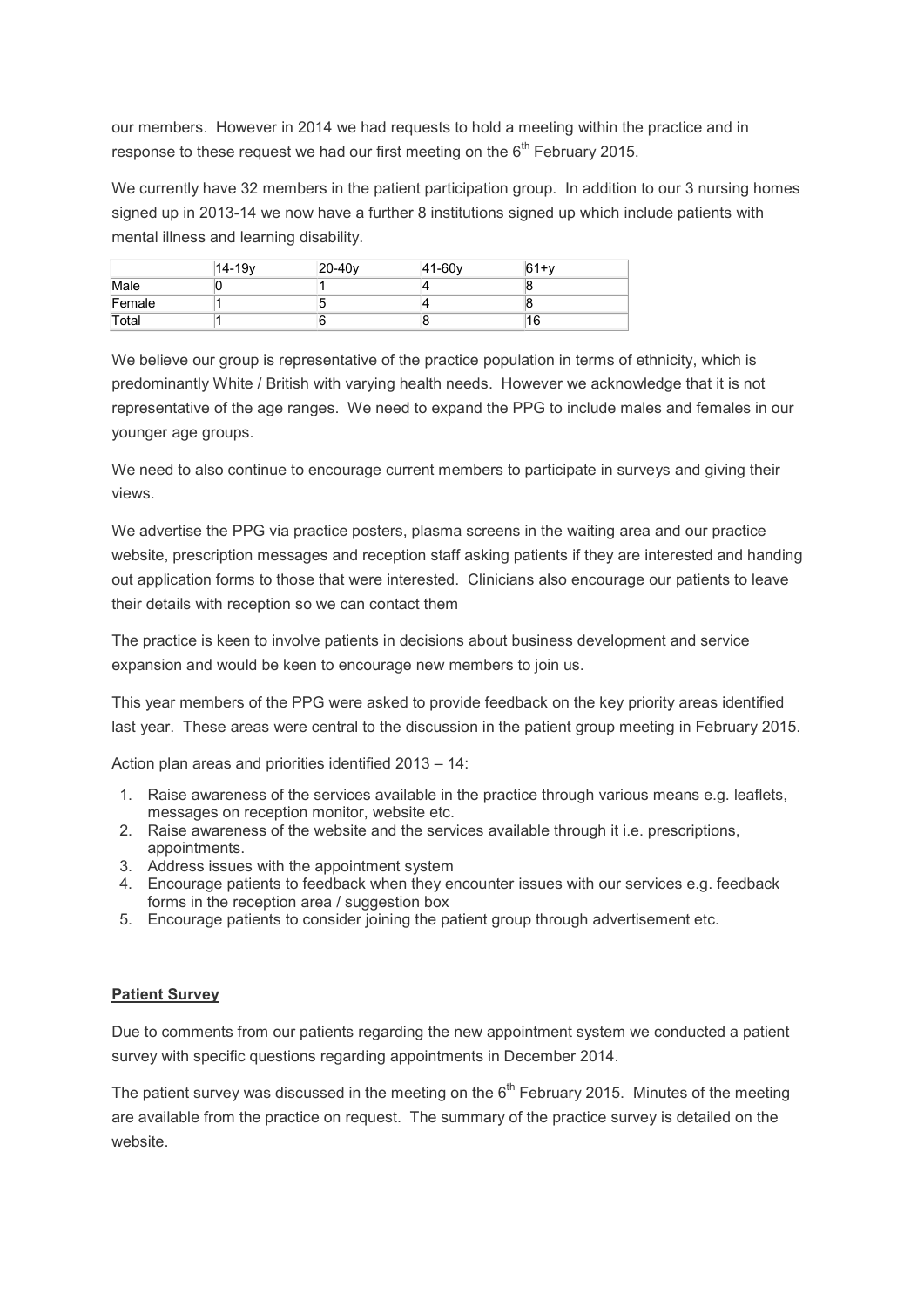our members. However in 2014 we had requests to hold a meeting within the practice and in response to these request we had our first meeting on the 6th February 2015.

We currently have 32 members in the patient participation group. In addition to our 3 nursing homes signed up in 2013-14 we now have a further 8 institutions signed up which include patients with mental illness and learning disability.

| | 14-19y | 20-40y | 41-60y | 61+y |
|---|---|---|---|---|
| Male | 0 | 1 | 4 | 8 |
| Female | 1 | 5 | 4 | 8 |
| Total | 1 | 6 | 8 | 16 |

We believe our group is representative of the practice population in terms of ethnicity, which is predominantly White / British with varying health needs. However we acknowledge that it is not representative of the age ranges. We need to expand the PPG to include males and females in our younger age groups.

We need to also continue to encourage current members to participate in surveys and giving their views.

We advertise the PPG via practice posters, plasma screens in the waiting area and our practice website, prescription messages and reception staff asking patients if they are interested and handing out application forms to those that were interested. Clinicians also encourage our patients to leave their details with reception so we can contact them

The practice is keen to involve patients in decisions about business development and service expansion and would be keen to encourage new members to join us.

This year members of the PPG were asked to provide feedback on the key priority areas identified last year. These areas were central to the discussion in the patient group meeting in February 2015.

Action plan areas and priorities identified 2013 – 14:

1. Raise awareness of the services available in the practice through various means e.g. leaflets, messages on reception monitor, website etc.
2. Raise awareness of the website and the services available through it i.e. prescriptions, appointments.
3. Address issues with the appointment system
4. Encourage patients to feedback when they encounter issues with our services e.g. feedback forms in the reception area / suggestion box
5. Encourage patients to consider joining the patient group through advertisement etc.

**Patient Survey**

Due to comments from our patients regarding the new appointment system we conducted a patient survey with specific questions regarding appointments in December 2014.

The patient survey was discussed in the meeting on the 6th February 2015. Minutes of the meeting are available from the practice on request. The summary of the practice survey is detailed on the website.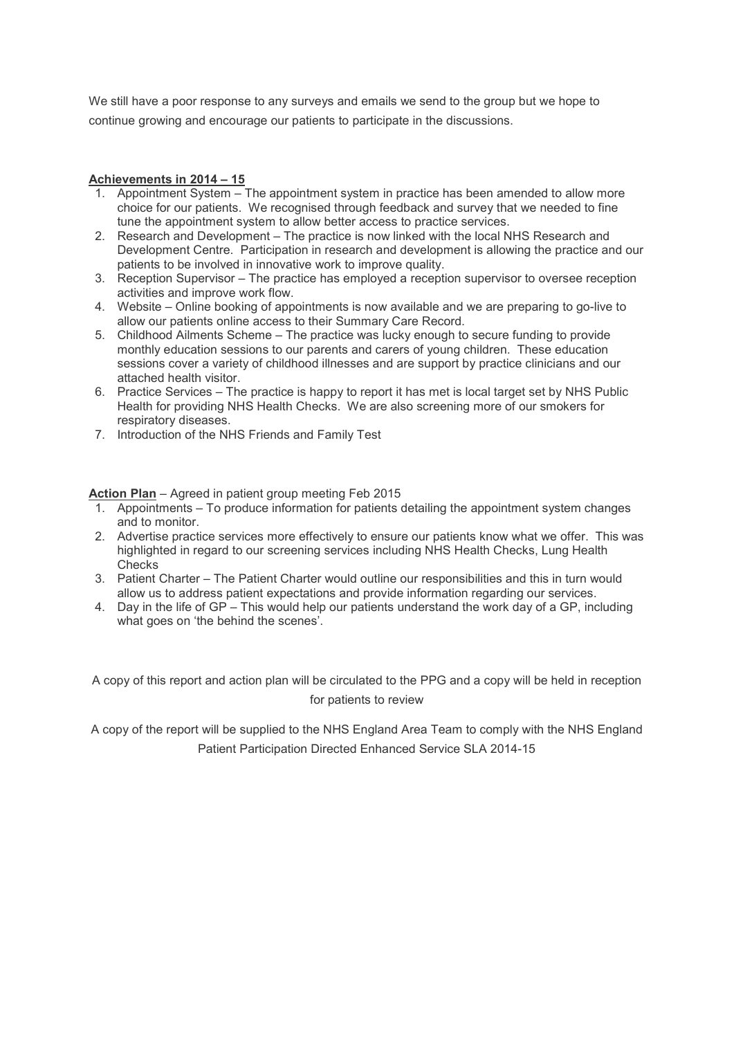We still have a poor response to any surveys and emails we send to the group but we hope to continue growing and encourage our patients to participate in the discussions.

**Achievements in 2014 – 15**

1. Appointment System – The appointment system in practice has been amended to allow more choice for our patients. We recognised through feedback and survey that we needed to fine tune the appointment system to allow better access to practice services.
2. Research and Development – The practice is now linked with the local NHS Research and Development Centre. Participation in research and development is allowing the practice and our patients to be involved in innovative work to improve quality.
3. Reception Supervisor – The practice has employed a reception supervisor to oversee reception activities and improve work flow.
4. Website – Online booking of appointments is now available and we are preparing to go-live to allow our patients online access to their Summary Care Record.
5. Childhood Ailments Scheme – The practice was lucky enough to secure funding to provide monthly education sessions to our parents and carers of young children. These education sessions cover a variety of childhood illnesses and are support by practice clinicians and our attached health visitor.
6. Practice Services – The practice is happy to report it has met is local target set by NHS Public Health for providing NHS Health Checks. We are also screening more of our smokers for respiratory diseases.
7. Introduction of the NHS Friends and Family Test

**Action Plan** – Agreed in patient group meeting Feb 2015

1. Appointments – To produce information for patients detailing the appointment system changes and to monitor.
2. Advertise practice services more effectively to ensure our patients know what we offer. This was highlighted in regard to our screening services including NHS Health Checks, Lung Health Checks
3. Patient Charter – The Patient Charter would outline our responsibilities and this in turn would allow us to address patient expectations and provide information regarding our services.
4. Day in the life of GP – This would help our patients understand the work day of a GP, including what goes on 'the behind the scenes'.

A copy of this report and action plan will be circulated to the PPG and a copy will be held in reception for patients to review

A copy of the report will be supplied to the NHS England Area Team to comply with the NHS England Patient Participation Directed Enhanced Service SLA 2014-15